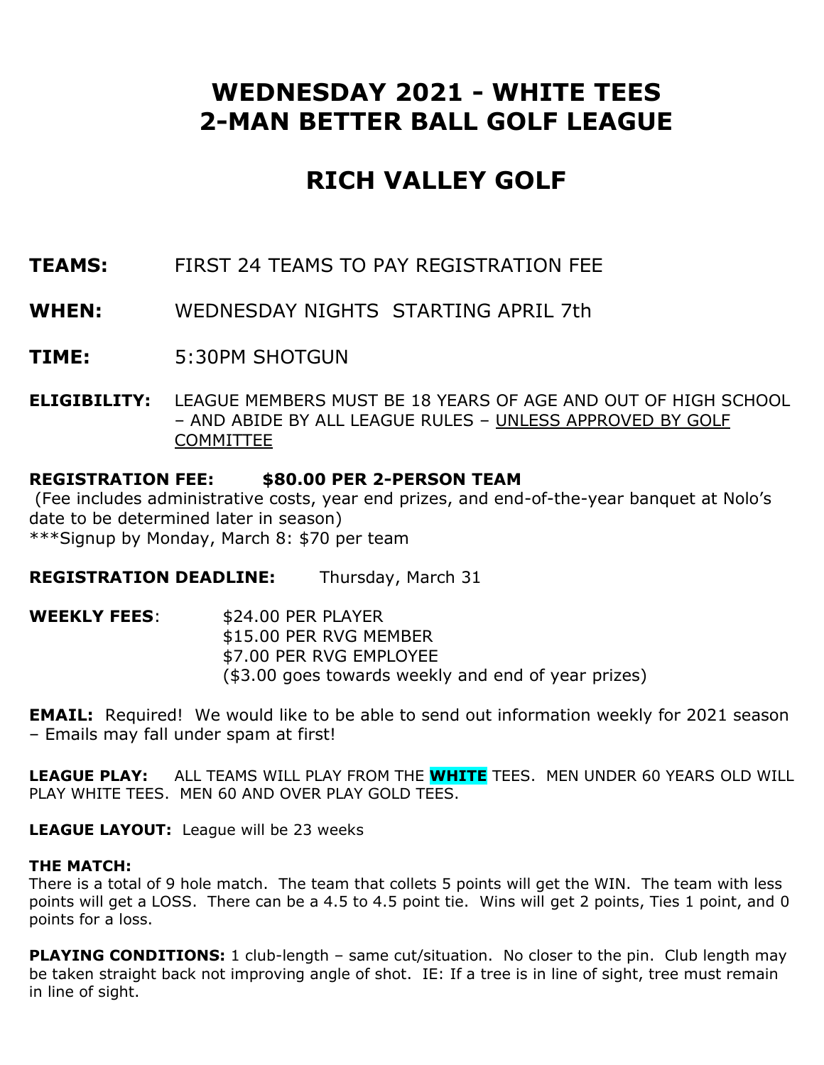# WEDNESDAY 2021 - WHITE TEES
# 2-MAN BETTER BALL GOLF LEAGUE

# RICH VALLEY GOLF

**TEAMS:** FIRST 24 TEAMS TO PAY REGISTRATION FEE

**WHEN:** WEDNESDAY NIGHTS STARTING APRIL 7th

**TIME:** 5:30PM SHOTGUN

**ELIGIBILITY:** LEAGUE MEMBERS MUST BE 18 YEARS OF AGE AND OUT OF HIGH SCHOOL – AND ABIDE BY ALL LEAGUE RULES – UNLESS APPROVED BY GOLF COMMITTEE

**REGISTRATION FEE: $80.00 PER 2-PERSON TEAM**
(Fee includes administrative costs, year end prizes, and end-of-the-year banquet at Nolo's date to be determined later in season)
***Signup by Monday, March 8: $70 per team

**REGISTRATION DEADLINE:** Thursday, March 31

**WEEKLY FEES**: $24.00 PER PLAYER
$15.00 PER RVG MEMBER
$7.00 PER RVG EMPLOYEE
($3.00 goes towards weekly and end of year prizes)

**EMAIL:** Required! We would like to be able to send out information weekly for 2021 season – Emails may fall under spam at first!

**LEAGUE PLAY:** ALL TEAMS WILL PLAY FROM THE **WHITE** TEES. MEN UNDER 60 YEARS OLD WILL PLAY WHITE TEES. MEN 60 AND OVER PLAY GOLD TEES.

**LEAGUE LAYOUT:** League will be 23 weeks

**THE MATCH:**
There is a total of 9 hole match. The team that collets 5 points will get the WIN. The team with less points will get a LOSS. There can be a 4.5 to 4.5 point tie. Wins will get 2 points, Ties 1 point, and 0 points for a loss.

**PLAYING CONDITIONS:** 1 club-length – same cut/situation. No closer to the pin. Club length may be taken straight back not improving angle of shot. IE: If a tree is in line of sight, tree must remain in line of sight.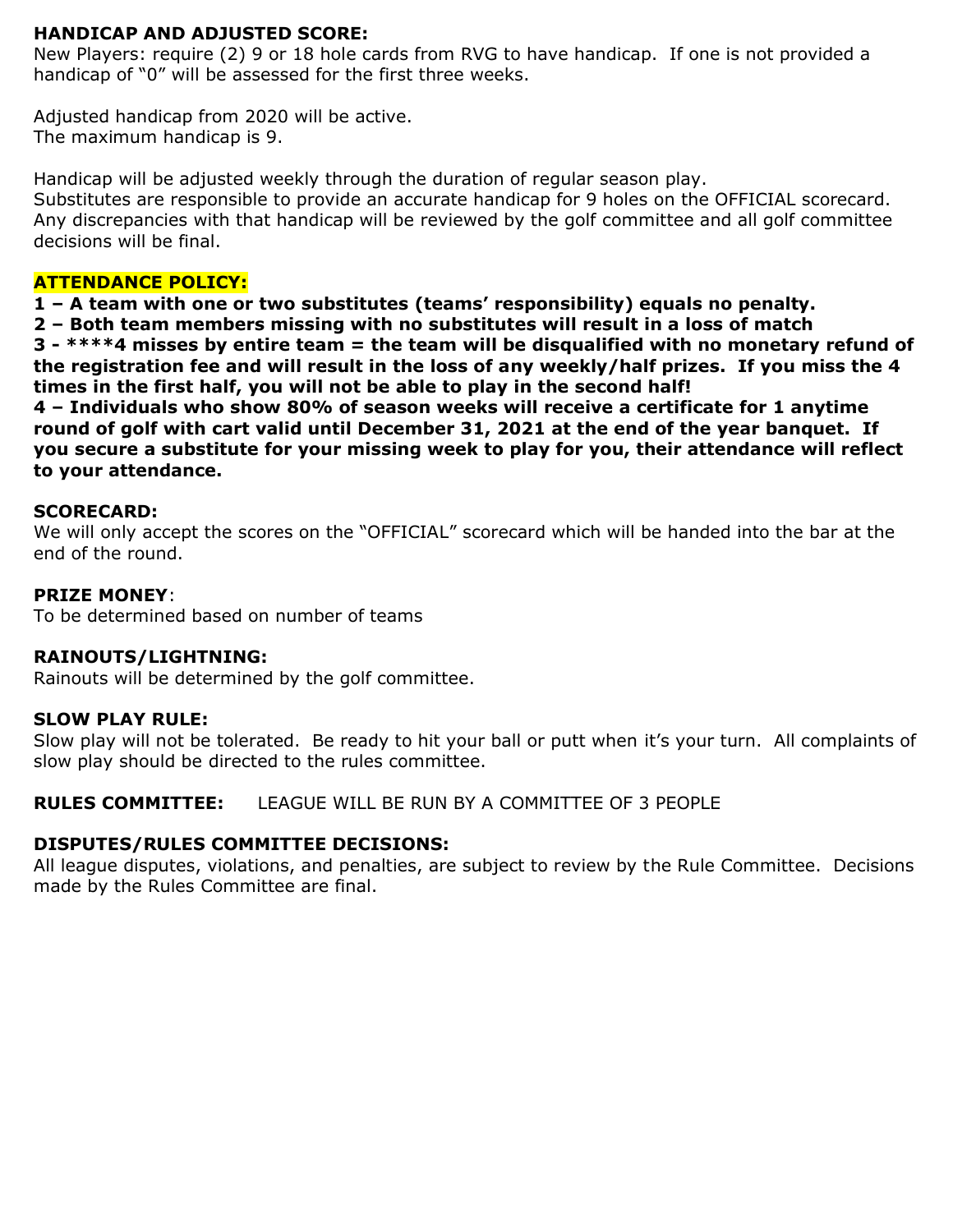**HANDICAP AND ADJUSTED SCORE:**
New Players: require (2) 9 or 18 hole cards from RVG to have handicap. If one is not provided a handicap of "0" will be assessed for the first three weeks.

Adjusted handicap from 2020 will be active.
The maximum handicap is 9.

Handicap will be adjusted weekly through the duration of regular season play.
Substitutes are responsible to provide an accurate handicap for 9 holes on the OFFICIAL scorecard. Any discrepancies with that handicap will be reviewed by the golf committee and all golf committee decisions will be final.

**ATTENDANCE POLICY:**

**1 – A team with one or two substitutes (teams' responsibility) equals no penalty.**
**2 – Both team members missing with no substitutes will result in a loss of match**
**3 - ****4 misses by entire team = the team will be disqualified with no monetary refund of the registration fee and will result in the loss of any weekly/half prizes. If you miss the 4 times in the first half, you will not be able to play in the second half!**
**4 – Individuals who show 80% of season weeks will receive a certificate for 1 anytime round of golf with cart valid until December 31, 2021 at the end of the year banquet. If you secure a substitute for your missing week to play for you, their attendance will reflect to your attendance.**

**SCORECARD:**
We will only accept the scores on the "OFFICIAL" scorecard which will be handed into the bar at the end of the round.

**PRIZE MONEY**:
To be determined based on number of teams

**RAINOUTS/LIGHTNING:**
Rainouts will be determined by the golf committee.

**SLOW PLAY RULE:**
Slow play will not be tolerated. Be ready to hit your ball or putt when it's your turn. All complaints of slow play should be directed to the rules committee.

**RULES COMMITTEE:** LEAGUE WILL BE RUN BY A COMMITTEE OF 3 PEOPLE

**DISPUTES/RULES COMMITTEE DECISIONS:**
All league disputes, violations, and penalties, are subject to review by the Rule Committee. Decisions made by the Rules Committee are final.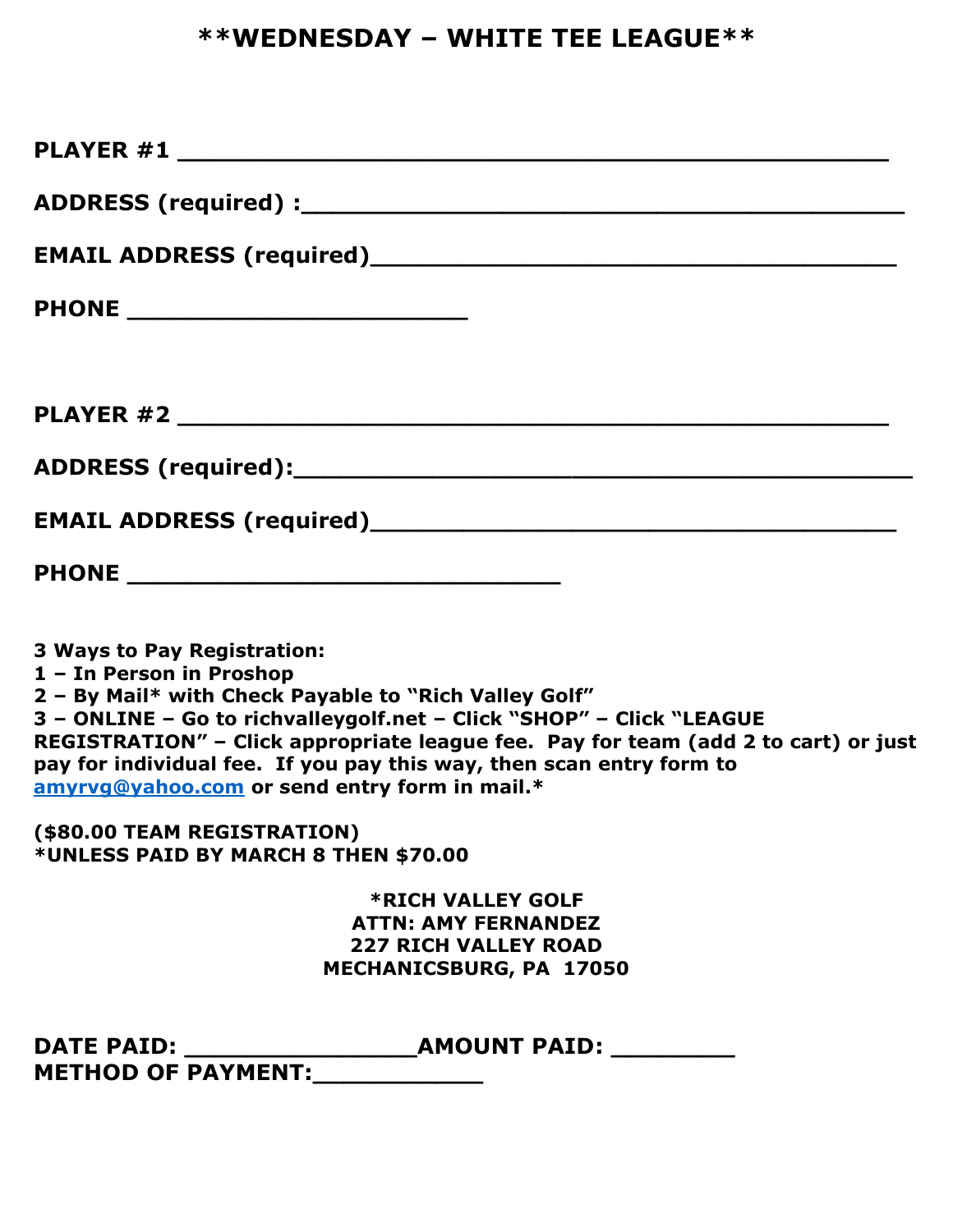# \*\*WEDNESDAY – WHITE TEE LEAGUE\*\*

**PLAYER #1 ______________________________________________**

**ADDRESS (required) :_________________________________________**

**EMAIL ADDRESS (required)___________________________________**

**PHONE ______________________**

**PLAYER #2 ______________________________________________**

**ADDRESS (required):__________________________________________**

**EMAIL ADDRESS (required)___________________________________**

**PHONE ____________________________**

**3 Ways to Pay Registration:**
**1 – In Person in Proshop**
**2 – By Mail* with Check Payable to "Rich Valley Golf"**
**3 – ONLINE – Go to richvalleygolf.net – Click "SHOP" – Click "LEAGUE REGISTRATION" – Click appropriate league fee. Pay for team (add 2 to cart) or just pay for individual fee. If you pay this way, then scan entry form to [amyrvg@yahoo.com](mailto:amyrvg@yahoo.com) or send entry form in mail.***

**($80.00 TEAM REGISTRATION)**
**\*UNLESS PAID BY MARCH 8 THEN $70.00**

**\*RICH VALLEY GOLF**
**ATTN: AMY FERNANDEZ**
**227 RICH VALLEY ROAD**
**MECHANICSBURG, PA 17050**

**DATE PAID: _______________AMOUNT PAID: ________**
**METHOD OF PAYMENT:___________**